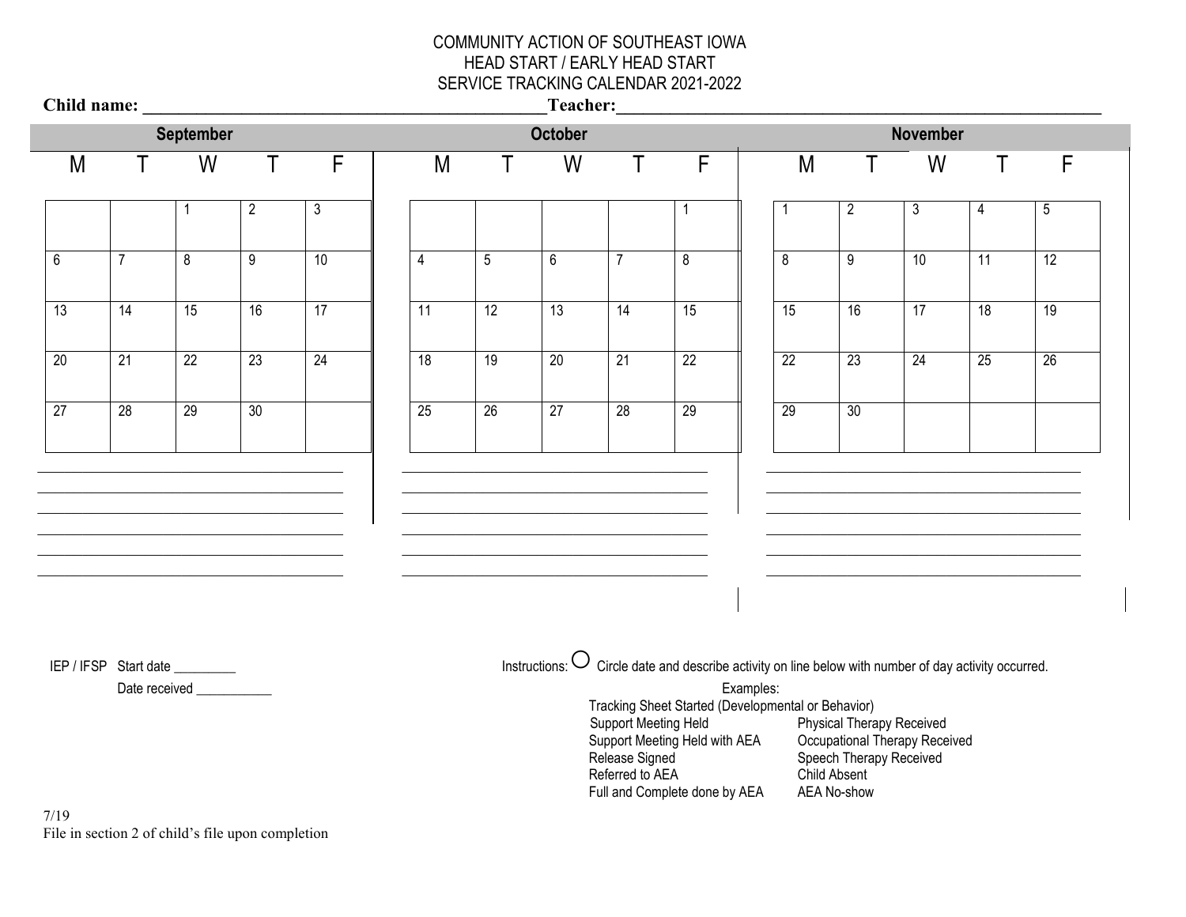COMMUNITY ACTION OF SOUTHEAST IOWA
HEAD START / EARLY HEAD START
SERVICE TRACKING CALENDAR 2021-2022

**Child name:** ______________________________________________ **Teacher:** ________________________________________________________

**September**

| M | T | W | T | F |
|---|---|---|---|---|
| | | 1 | 2 | 3 |
| 6 | 7 | 8 | 9 | 10 |
| 13 | 14 | 15 | 16 | 17 |
| 20 | 21 | 22 | 23 | 24 |
| 27 | 28 | 29 | 30 | |

_______________________________________
_______________________________________
_______________________________________
_______________________________________
_______________________________________
_______________________________________

**October**

| M | T | W | T | F |
|---|---|---|---|---|
| | | | | 1 |
| 4 | 5 | 6 | 7 | 8 |
| 11 | 12 | 13 | 14 | 15 |
| 18 | 19 | 20 | 21 | 22 |
| 25 | 26 | 27 | 28 | 29 |

_______________________________________
_______________________________________
_______________________________________
_______________________________________
_______________________________________
_______________________________________

**November**

| M | T | W | T | F |
|---|---|---|---|---|
| 1 | 2 | 3 | 4 | 5 |
| 8 | 9 | 10 | 11 | 12 |
| 15 | 16 | 17 | 18 | 19 |
| 22 | 23 | 24 | 25 | 26 |
| 29 | 30 | | | |

_______________________________________
_______________________________________
_______________________________________
_______________________________________
_______________________________________
_______________________________________

IEP / IFSP Start date _________
Date received ___________

Instructions: ○ Circle date and describe activity on line below with number of day activity occurred.

Examples:

Tracking Sheet Started (Developmental or Behavior)

- Support Meeting Held
- Support Meeting Held with AEA
- Release Signed
- Referred to AEA
- Full and Complete done by AEA
- Physical Therapy Received
- Occupational Therapy Received
- Speech Therapy Received
- Child Absent
- AEA No-show

7/19
File in section 2 of child's file upon completion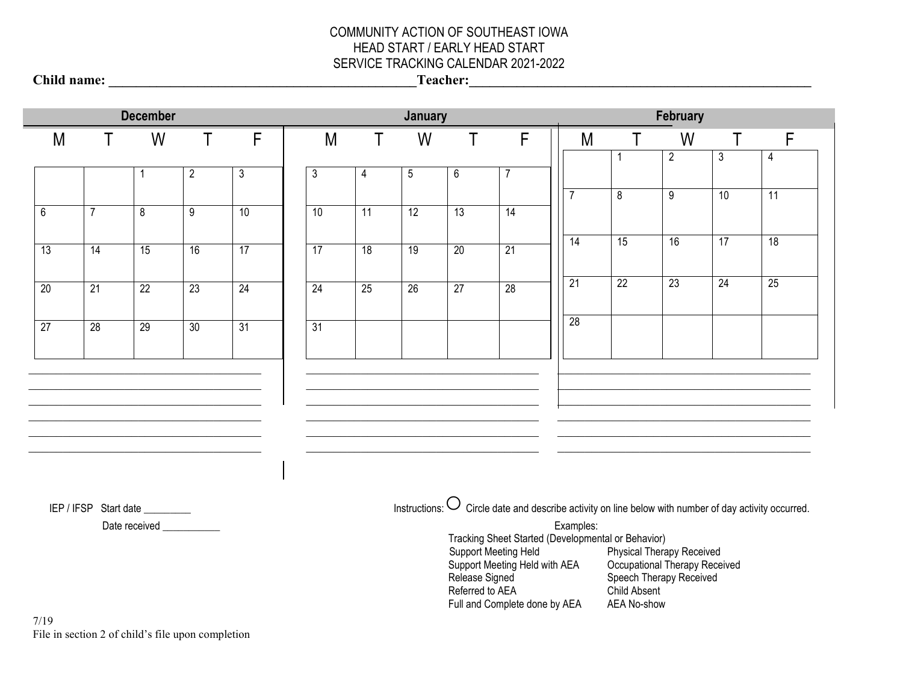COMMUNITY ACTION OF SOUTHEAST IOWA
HEAD START / EARLY HEAD START
SERVICE TRACKING CALENDAR 2021-2022

**Child name: _______________________________________________Teacher:___________________________________________________**

**December**

| M | T | W | T | F |
|---|---|---|---|---|
| | | 1 | 2 | 3 |
| 6 | 7 | 8 | 9 | 10 |
| 13 | 14 | 15 | 16 | 17 |
| 20 | 21 | 22 | 23 | 24 |
| 27 | 28 | 29 | 30 | 31 |

________________________________________
________________________________________
________________________________________
________________________________________
________________________________________
________________________________________

**January**

| M | T | W | T | F |
|---|---|---|---|---|
| 3 | 4 | 5 | 6 | 7 |
| 10 | 11 | 12 | 13 | 14 |
| 17 | 18 | 19 | 20 | 21 |
| 24 | 25 | 26 | 27 | 28 |
| 31 | | | | |

________________________________________
________________________________________
________________________________________
________________________________________
________________________________________
________________________________________

**February**

| M | T | W | T | F |
|---|---|---|---|---|
| | 1 | 2 | 3 | 4 |
| 7 | 8 | 9 | 10 | 11 |
| 14 | 15 | 16 | 17 | 18 |
| 21 | 22 | 23 | 24 | 25 |
| 28 | | | | |

________________________________________
________________________________________
________________________________________
________________________________________
________________________________________
________________________________________

IEP / IFSP Start date _________

Date received ___________

Instructions: ◯ Circle date and describe activity on line below with number of day activity occurred.

Examples:

Tracking Sheet Started (Developmental or Behavior)

| | |
|---|---|
| Support Meeting Held | Physical Therapy Received |
| Support Meeting Held with AEA | Occupational Therapy Received |
| Release Signed | Speech Therapy Received |
| Referred to AEA | Child Absent |
| Full and Complete done by AEA | AEA No-show |

7/19
File in section 2 of child's file upon completion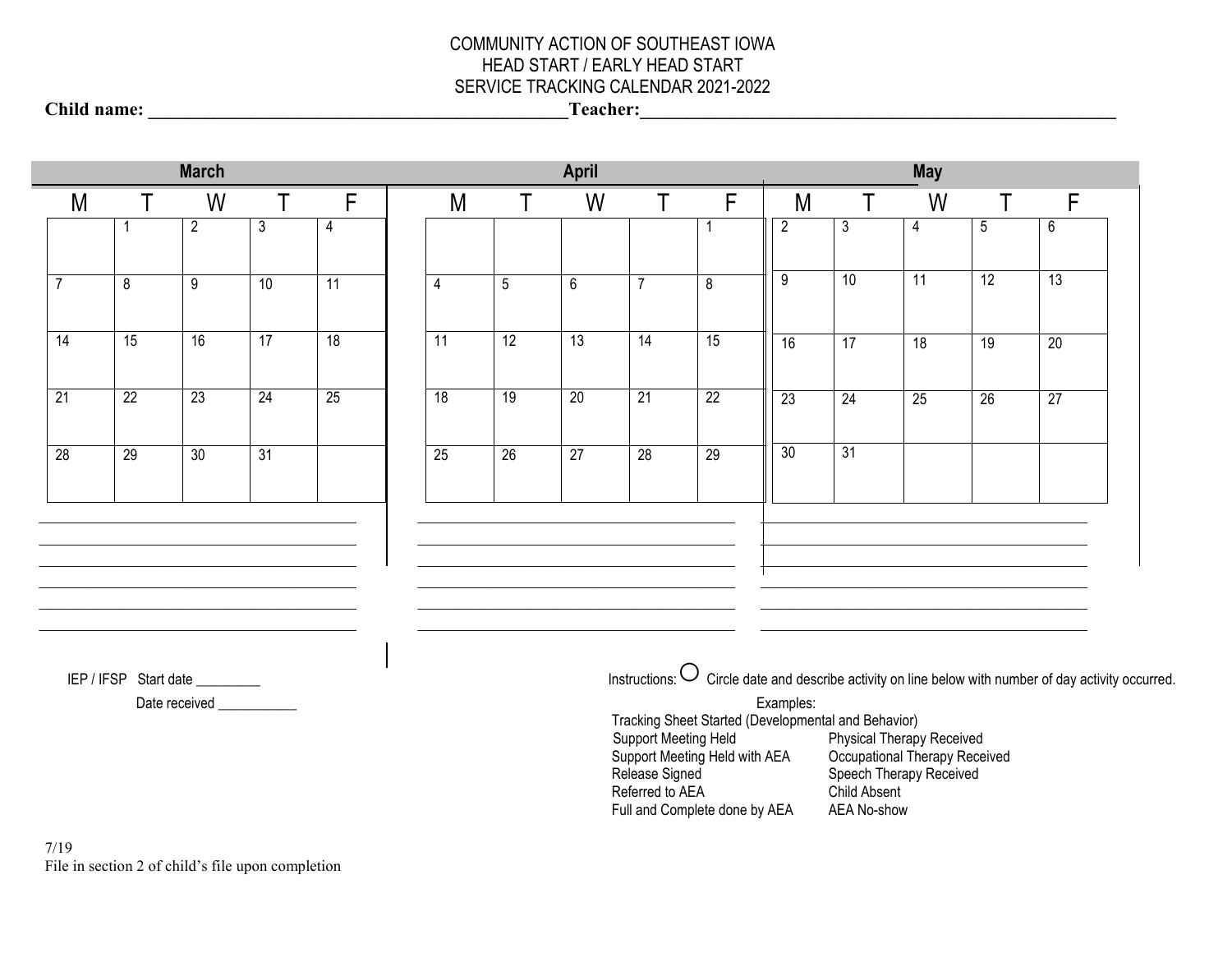COMMUNITY ACTION OF SOUTHEAST IOWA
HEAD START / EARLY HEAD START
SERVICE TRACKING CALENDAR 2021-2022

**Child name:** ______________________________________________ **Teacher:** ______________________________________________________

**March**

| M | T | W | T | F |
|---|---|---|---|---|
| | 1 | 2 | 3 | 4 |
| 7 | 8 | 9 | 10 | 11 |
| 14 | 15 | 16 | 17 | 18 |
| 21 | 22 | 23 | 24 | 25 |
| 28 | 29 | 30 | 31 | |

______________________________________
______________________________________
______________________________________
______________________________________
______________________________________
______________________________________

**April**

| M | T | W | T | F |
|---|---|---|---|---|
| | | | | 1 |
| 4 | 5 | 6 | 7 | 8 |
| 11 | 12 | 13 | 14 | 15 |
| 18 | 19 | 20 | 21 | 22 |
| 25 | 26 | 27 | 28 | 29 |

______________________________________
______________________________________
______________________________________
______________________________________
______________________________________
______________________________________

**May**

| M | T | W | T | F |
|---|---|---|---|---|
| 2 | 3 | 4 | 5 | 6 |
| 9 | 10 | 11 | 12 | 13 |
| 16 | 17 | 18 | 19 | 20 |
| 23 | 24 | 25 | 26 | 27 |
| 30 | 31 | | | |

______________________________________
______________________________________
______________________________________
______________________________________
______________________________________
______________________________________

IEP / IFSP Start date _________

Date received ___________

Instructions: ◯ Circle date and describe activity on line below with number of day activity occurred.

Examples:

- Tracking Sheet Started (Developmental and Behavior)
- Support Meeting Held
- Support Meeting Held with AEA
- Release Signed
- Referred to AEA
- Full and Complete done by AEA
- Physical Therapy Received
- Occupational Therapy Received
- Speech Therapy Received
- Child Absent
- AEA No-show

7/19
File in section 2 of child's file upon completion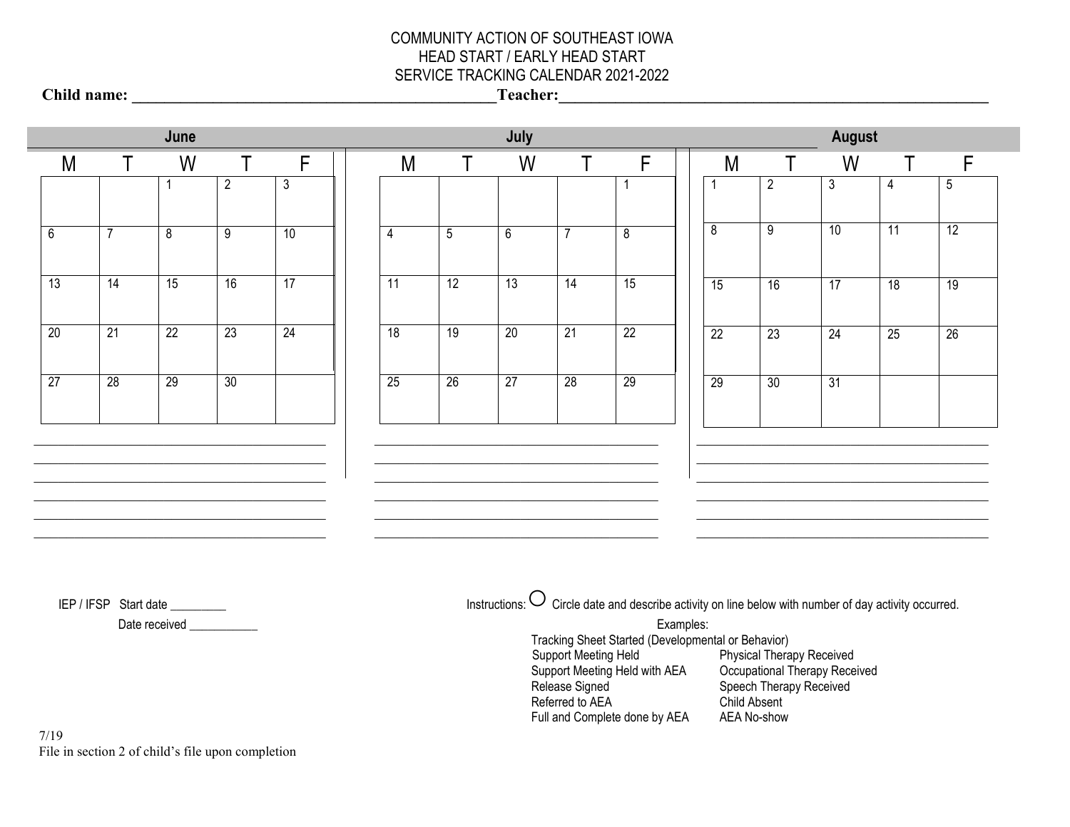COMMUNITY ACTION OF SOUTHEAST IOWA
HEAD START / EARLY HEAD START
SERVICE TRACKING CALENDAR 2021-2022

**Child name: \_\_\_\_\_\_\_\_\_\_\_\_\_\_\_\_\_\_\_\_\_\_\_\_\_\_\_\_\_\_\_\_\_\_\_\_\_\_\_\_\_\_\_\_\_\_\_\_Teacher:\_\_\_\_\_\_\_\_\_\_\_\_\_\_\_\_\_\_\_\_\_\_\_\_\_\_\_\_\_\_\_\_\_\_\_\_\_\_\_\_\_\_\_\_\_\_\_\_\_\_\_\_\_\_\_\_\_\_**

**June**

| M | T | W | T | F |
|---|---|---|---|---|
| | | 1 | 2 | 3 |
| 6 | 7 | 8 | 9 | 10 |
| 13 | 14 | 15 | 16 | 17 |
| 20 | 21 | 22 | 23 | 24 |
| 27 | 28 | 29 | 30 | |

**July**

| M | T | W | T | F |
|---|---|---|---|---|
| | | | | 1 |
| 4 | 5 | 6 | 7 | 8 |
| 11 | 12 | 13 | 14 | 15 |
| 18 | 19 | 20 | 21 | 22 |
| 25 | 26 | 27 | 28 | 29 |

**August**

| M | T | W | T | F |
|---|---|---|---|---|
| 1 | 2 | 3 | 4 | 5 |
| 8 | 9 | 10 | 11 | 12 |
| 15 | 16 | 17 | 18 | 19 |
| 22 | 23 | 24 | 25 | 26 |
| 29 | 30 | 31 | | |

IEP / IFSP Start date \_\_\_\_\_\_\_\_\_

Date received \_\_\_\_\_\_\_\_\_\_\_

Instructions: ◯ Circle date and describe activity on line below with number of day activity occurred.

Examples:

Tracking Sheet Started (Developmental or Behavior)

| | |
|---|---|
| Support Meeting Held | Physical Therapy Received |
| Support Meeting Held with AEA | Occupational Therapy Received |
| Release Signed | Speech Therapy Received |
| Referred to AEA | Child Absent |
| Full and Complete done by AEA | AEA No-show |

7/19
File in section 2 of child's file upon completion